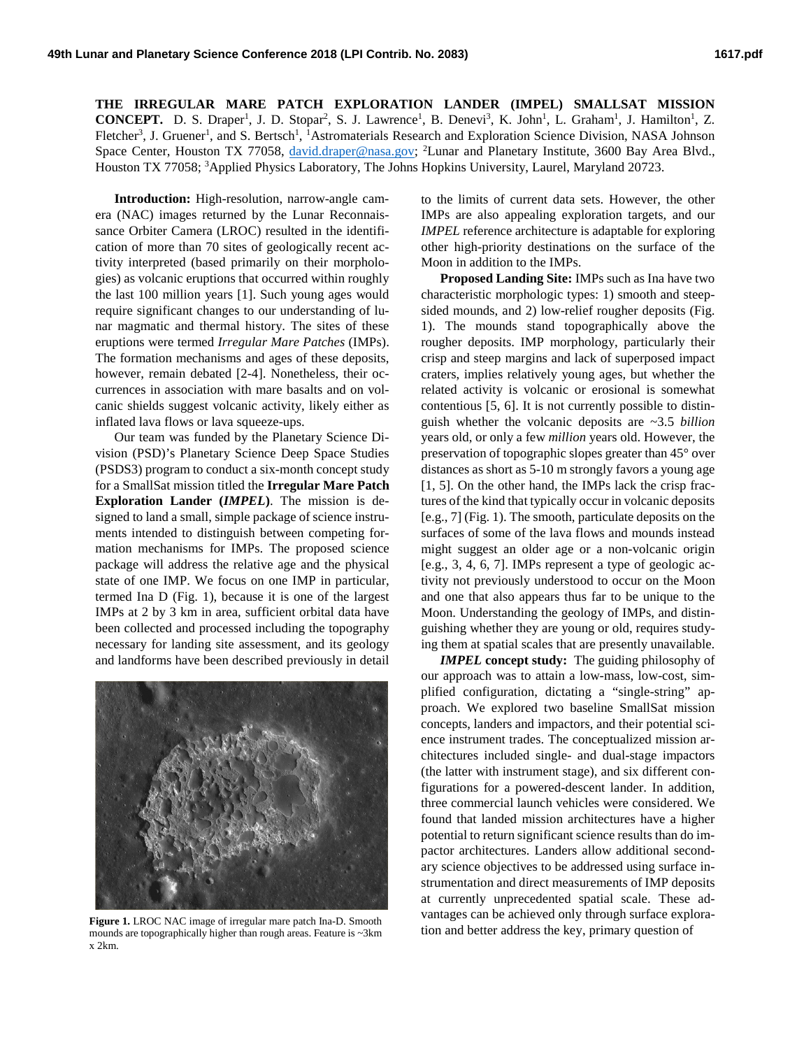# THE IRREGULAR MARE PATCH EXPLORATION LANDER (IMPEL) SMALLSAT MISSION CONCEPT.

D. S. Draper[1], J. D. Stopar[2], S. J. Lawrence[1], B. Denevi[3], K. John[1], L. Graham[1], J. Hamilton[1], Z. Fletcher[3], J. Gruener[1], and S. Bertsch[1], [1]Astromaterials Research and Exploration Science Division, NASA Johnson Space Center, Houston TX 77058, david.draper@nasa.gov; [2]Lunar and Planetary Institute, 3600 Bay Area Blvd., Houston TX 77058; [3]Applied Physics Laboratory, The Johns Hopkins University, Laurel, Maryland 20723.

**Introduction:** High-resolution, narrow-angle camera (NAC) images returned by the Lunar Reconnaissance Orbiter Camera (LROC) resulted in the identification of more than 70 sites of geologically recent activity interpreted (based primarily on their morphologies) as volcanic eruptions that occurred within roughly the last 100 million years [1]. Such young ages would require significant changes to our understanding of lunar magmatic and thermal history. The sites of these eruptions were termed *Irregular Mare Patches* (IMPs). The formation mechanisms and ages of these deposits, however, remain debated [2-4]. Nonetheless, their occurrences in association with mare basalts and on volcanic shields suggest volcanic activity, likely either as inflated lava flows or lava squeeze-ups.

Our team was funded by the Planetary Science Division (PSD)'s Planetary Science Deep Space Studies (PSDS3) program to conduct a six-month concept study for a SmallSat mission titled the **Irregular Mare Patch Exploration Lander (*IMPEL*)**. The mission is designed to land a small, simple package of science instruments intended to distinguish between competing formation mechanisms for IMPs. The proposed science package will address the relative age and the physical state of one IMP. We focus on one IMP in particular, termed Ina D (Fig. 1), because it is one of the largest IMPs at 2 by 3 km in area, sufficient orbital data have been collected and processed including the topography necessary for landing site assessment, and its geology and landforms have been described previously in detail to the limits of current data sets. However, the other IMPs are also appealing exploration targets, and our *IMPEL* reference architecture is adaptable for exploring other high-priority destinations on the surface of the Moon in addition to the IMPs.

**Figure 1.** LROC NAC image of irregular mare patch Ina-D. Smooth mounds are topographically higher than rough areas. Feature is ~3km x 2km.

**Proposed Landing Site:** IMPs such as Ina have two characteristic morphologic types: 1) smooth and steep-sided mounds, and 2) low-relief rougher deposits (Fig. 1). The mounds stand topographically above the rougher deposits. IMP morphology, particularly their crisp and steep margins and lack of superposed impact craters, implies relatively young ages, but whether the related activity is volcanic or erosional is somewhat contentious [5, 6]. It is not currently possible to distinguish whether the volcanic deposits are ~3.5 *billion* years old, or only a few *million* years old. However, the preservation of topographic slopes greater than 45° over distances as short as 5-10 m strongly favors a young age [1, 5]. On the other hand, the IMPs lack the crisp fractures of the kind that typically occur in volcanic deposits [e.g., 7] (Fig. 1). The smooth, particulate deposits on the surfaces of some of the lava flows and mounds instead might suggest an older age or a non-volcanic origin [e.g., 3, 4, 6, 7]. IMPs represent a type of geologic activity not previously understood to occur on the Moon and one that also appears thus far to be unique to the Moon. Understanding the geology of IMPs, and distinguishing whether they are young or old, requires studying them at spatial scales that are presently unavailable.

***IMPEL* concept study:** The guiding philosophy of our approach was to attain a low-mass, low-cost, simplified configuration, dictating a "single-string" approach. We explored two baseline SmallSat mission concepts, landers and impactors, and their potential science instrument trades. The conceptualized mission architectures included single- and dual-stage impactors (the latter with instrument stage), and six different configurations for a powered-descent lander. In addition, three commercial launch vehicles were considered. We found that landed mission architectures have a higher potential to return significant science results than do impactor architectures. Landers allow additional secondary science objectives to be addressed using surface instrumentation and direct measurements of IMP deposits at currently unprecedented spatial scale. These advantages can be achieved only through surface exploration and better address the key, primary question of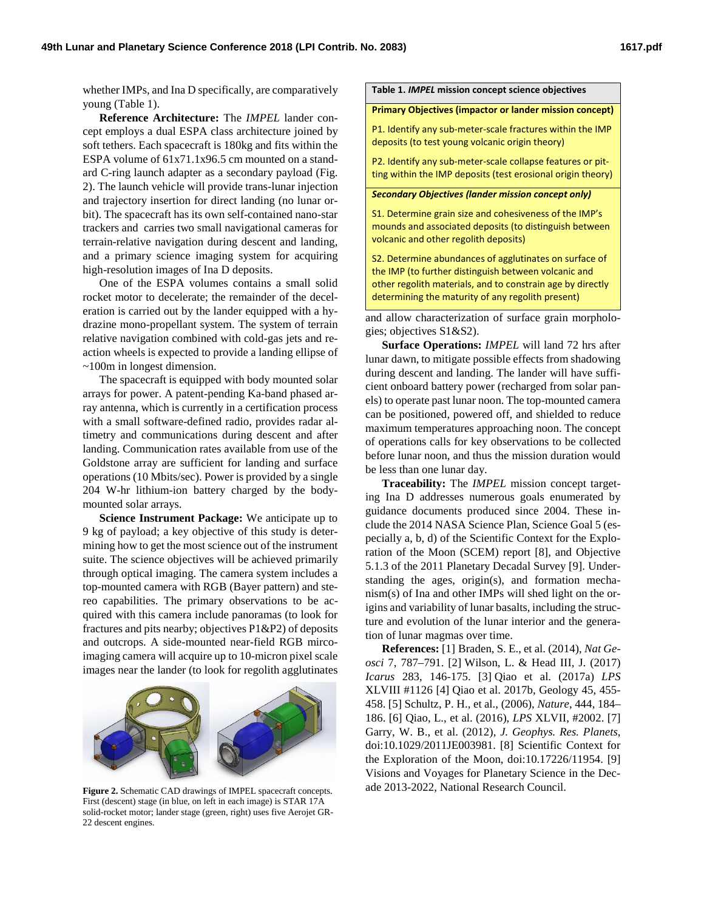whether IMPs, and Ina D specifically, are comparatively young (Table 1).

**Reference Architecture:** The *IMPEL* lander concept employs a dual ESPA class architecture joined by soft tethers. Each spacecraft is 180kg and fits within the ESPA volume of 61x71.1x96.5 cm mounted on a standard C-ring launch adapter as a secondary payload (Fig. 2). The launch vehicle will provide trans-lunar injection and trajectory insertion for direct landing (no lunar orbit). The spacecraft has its own self-contained nano-star trackers and carries two small navigational cameras for terrain-relative navigation during descent and landing, and a primary science imaging system for acquiring high-resolution images of Ina D deposits.

One of the ESPA volumes contains a small solid rocket motor to decelerate; the remainder of the deceleration is carried out by the lander equipped with a hydrazine mono-propellant system. The system of terrain relative navigation combined with cold-gas jets and reaction wheels is expected to provide a landing ellipse of ~100m in longest dimension.

The spacecraft is equipped with body mounted solar arrays for power. A patent-pending Ka-band phased array antenna, which is currently in a certification process with a small software-defined radio, provides radar altimetry and communications during descent and after landing. Communication rates available from use of the Goldstone array are sufficient for landing and surface operations (10 Mbits/sec). Power is provided by a single 204 W-hr lithium-ion battery charged by the body-mounted solar arrays.

**Science Instrument Package:** We anticipate up to 9 kg of payload; a key objective of this study is determining how to get the most science out of the instrument suite. The science objectives will be achieved primarily through optical imaging. The camera system includes a top-mounted camera with RGB (Bayer pattern) and stereo capabilities. The primary observations to be acquired with this camera include panoramas (to look for fractures and pits nearby; objectives P1&P2) of deposits and outcrops. A side-mounted near-field RGB mircoimaging camera will acquire up to 10-micron pixel scale images near the lander (to look for regolith agglutinates and allow characterization of surface grain morphologies; objectives S1&S2).

Figure 2. Schematic CAD drawings of IMPEL spacecraft concepts. First (descent) stage (in blue, on left in each image) is STAR 17A solid-rocket motor; lander stage (green, right) uses five Aerojet GR-22 descent engines.

| **Table 1. *IMPEL* mission concept science objectives** |
| --- |
| **Primary Objectives (impactor or lander mission concept)** |
| P1. Identify any sub-meter-scale fractures within the IMP deposits (to test young volcanic origin theory) |
| P2. Identify any sub-meter-scale collapse features or pitting within the IMP deposits (test erosional origin theory) |
| ***Secondary Objectives (lander mission concept only)*** |
| S1. Determine grain size and cohesiveness of the IMP's mounds and associated deposits (to distinguish between volcanic and other regolith deposits) |
| S2. Determine abundances of agglutinates on surface of the IMP (to further distinguish between volcanic and other regolith materials, and to constrain age by directly determining the maturity of any regolith present) |

**Surface Operations:** *IMPEL* will land 72 hrs after lunar dawn, to mitigate possible effects from shadowing during descent and landing. The lander will have sufficient onboard battery power (recharged from solar panels) to operate past lunar noon. The top-mounted camera can be positioned, powered off, and shielded to reduce maximum temperatures approaching noon. The concept of operations calls for key observations to be collected before lunar noon, and thus the mission duration would be less than one lunar day.

**Traceability:** The *IMPEL* mission concept targeting Ina D addresses numerous goals enumerated by guidance documents produced since 2004. These include the 2014 NASA Science Plan, Science Goal 5 (especially a, b, d) of the Scientific Context for the Exploration of the Moon (SCEM) report [8], and Objective 5.1.3 of the 2011 Planetary Decadal Survey [9]. Understanding the ages, origin(s), and formation mechanism(s) of Ina and other IMPs will shed light on the origins and variability of lunar basalts, including the structure and evolution of the lunar interior and the generation of lunar magmas over time.

**References:** [1] Braden, S. E., et al. (2014), *Nat Geosci* 7, 787–791. [2] Wilson, L. & Head III, J. (2017) *Icarus* 283, 146-175. [3] Qiao et al. (2017a) *LPS* XLVIII #1126 [4] Qiao et al. 2017b, Geology 45, 455-458. [5] Schultz, P. H., et al., (2006), *Nature*, 444, 184–186. [6] Qiao, L., et al. (2016), *LPS* XLVII, #2002. [7] Garry, W. B., et al. (2012), *J. Geophys. Res. Planets*, doi:10.1029/2011JE003981. [8] Scientific Context for the Exploration of the Moon, doi:10.17226/11954. [9] Visions and Voyages for Planetary Science in the Decade 2013-2022, National Research Council.